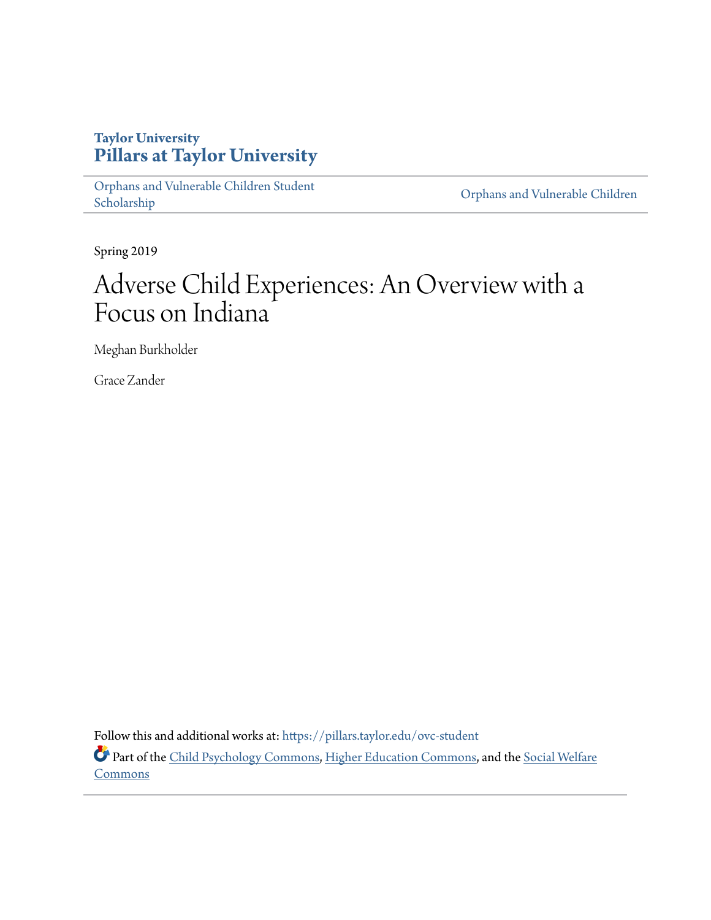**Taylor University**

# Pillars at Taylor University

Orphans and Vulnerable Children Student Scholarship

Orphans and Vulnerable Children

Spring 2019

# Adverse Child Experiences: An Overview with a Focus on Indiana

Meghan Burkholder

Grace Zander

Follow this and additional works at: https://pillars.taylor.edu/ovc-student

Part of the Child Psychology Commons, Higher Education Commons, and the Social Welfare Commons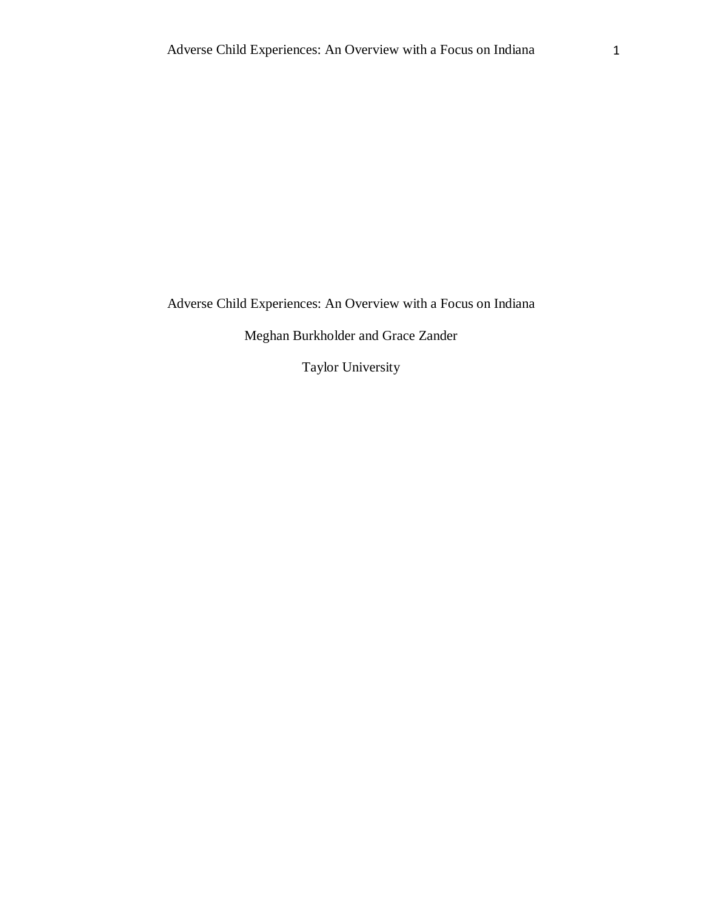# Adverse Child Experiences: An Overview with a Focus on Indiana

Meghan Burkholder and Grace Zander

Taylor University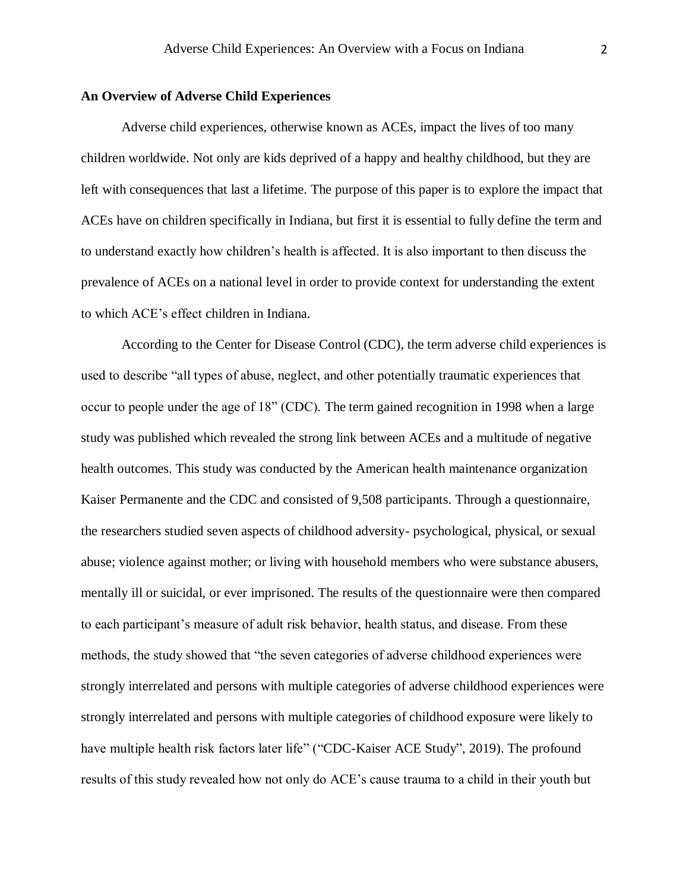**An Overview of Adverse Child Experiences**

Adverse child experiences, otherwise known as ACEs, impact the lives of too many children worldwide. Not only are kids deprived of a happy and healthy childhood, but they are left with consequences that last a lifetime. The purpose of this paper is to explore the impact that ACEs have on children specifically in Indiana, but first it is essential to fully define the term and to understand exactly how children's health is affected. It is also important to then discuss the prevalence of ACEs on a national level in order to provide context for understanding the extent to which ACE's effect children in Indiana.

According to the Center for Disease Control (CDC), the term adverse child experiences is used to describe "all types of abuse, neglect, and other potentially traumatic experiences that occur to people under the age of 18" (CDC). The term gained recognition in 1998 when a large study was published which revealed the strong link between ACEs and a multitude of negative health outcomes. This study was conducted by the American health maintenance organization Kaiser Permanente and the CDC and consisted of 9,508 participants. Through a questionnaire, the researchers studied seven aspects of childhood adversity- psychological, physical, or sexual abuse; violence against mother; or living with household members who were substance abusers, mentally ill or suicidal, or ever imprisoned. The results of the questionnaire were then compared to each participant's measure of adult risk behavior, health status, and disease. From these methods, the study showed that "the seven categories of adverse childhood experiences were strongly interrelated and persons with multiple categories of adverse childhood experiences were strongly interrelated and persons with multiple categories of childhood exposure were likely to have multiple health risk factors later life" ("CDC-Kaiser ACE Study", 2019). The profound results of this study revealed how not only do ACE's cause trauma to a child in their youth but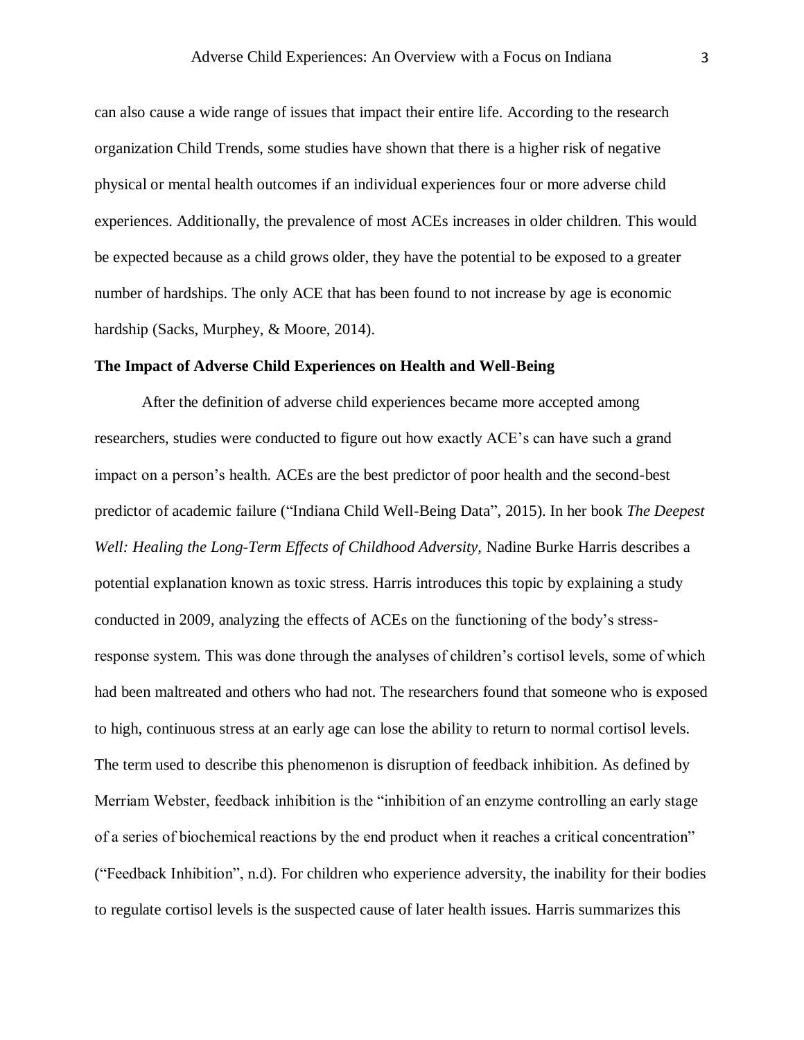can also cause a wide range of issues that impact their entire life. According to the research organization Child Trends, some studies have shown that there is a higher risk of negative physical or mental health outcomes if an individual experiences four or more adverse child experiences. Additionally, the prevalence of most ACEs increases in older children. This would be expected because as a child grows older, they have the potential to be exposed to a greater number of hardships. The only ACE that has been found to not increase by age is economic hardship (Sacks, Murphey, & Moore, 2014).

**The Impact of Adverse Child Experiences on Health and Well-Being**

After the definition of adverse child experiences became more accepted among researchers, studies were conducted to figure out how exactly ACE's can have such a grand impact on a person's health. ACEs are the best predictor of poor health and the second-best predictor of academic failure ("Indiana Child Well-Being Data", 2015). In her book *The Deepest Well: Healing the Long-Term Effects of Childhood Adversity*, Nadine Burke Harris describes a potential explanation known as toxic stress. Harris introduces this topic by explaining a study conducted in 2009, analyzing the effects of ACEs on the functioning of the body's stress-response system. This was done through the analyses of children's cortisol levels, some of which had been maltreated and others who had not. The researchers found that someone who is exposed to high, continuous stress at an early age can lose the ability to return to normal cortisol levels. The term used to describe this phenomenon is disruption of feedback inhibition. As defined by Merriam Webster, feedback inhibition is the "inhibition of an enzyme controlling an early stage of a series of biochemical reactions by the end product when it reaches a critical concentration" ("Feedback Inhibition", n.d). For children who experience adversity, the inability for their bodies to regulate cortisol levels is the suspected cause of later health issues. Harris summarizes this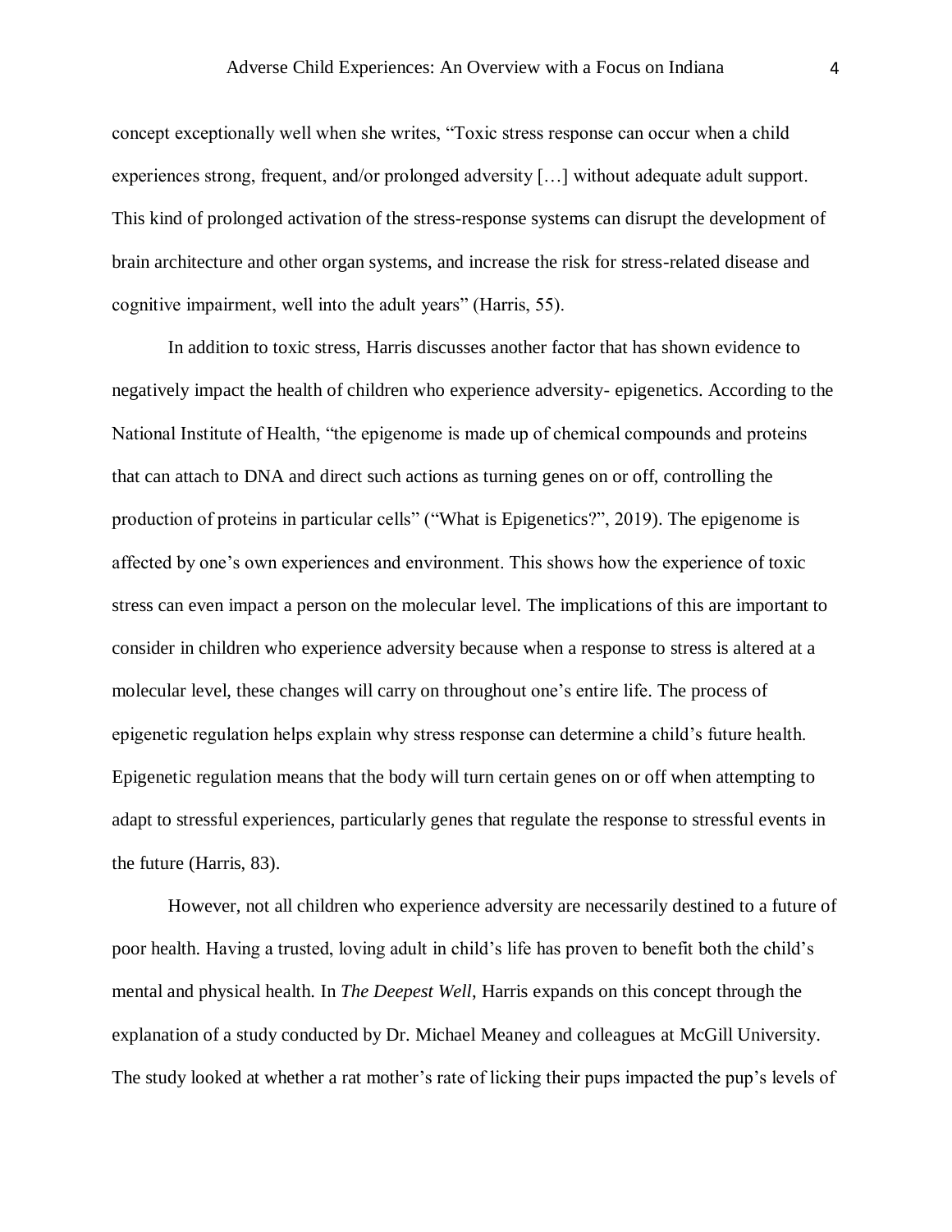concept exceptionally well when she writes, "Toxic stress response can occur when a child experiences strong, frequent, and/or prolonged adversity […] without adequate adult support. This kind of prolonged activation of the stress-response systems can disrupt the development of brain architecture and other organ systems, and increase the risk for stress-related disease and cognitive impairment, well into the adult years" (Harris, 55).

In addition to toxic stress, Harris discusses another factor that has shown evidence to negatively impact the health of children who experience adversity- epigenetics. According to the National Institute of Health, "the epigenome is made up of chemical compounds and proteins that can attach to DNA and direct such actions as turning genes on or off, controlling the production of proteins in particular cells" ("What is Epigenetics?", 2019). The epigenome is affected by one's own experiences and environment. This shows how the experience of toxic stress can even impact a person on the molecular level. The implications of this are important to consider in children who experience adversity because when a response to stress is altered at a molecular level, these changes will carry on throughout one's entire life. The process of epigenetic regulation helps explain why stress response can determine a child's future health. Epigenetic regulation means that the body will turn certain genes on or off when attempting to adapt to stressful experiences, particularly genes that regulate the response to stressful events in the future (Harris, 83).

However, not all children who experience adversity are necessarily destined to a future of poor health. Having a trusted, loving adult in child's life has proven to benefit both the child's mental and physical health. In *The Deepest Well*, Harris expands on this concept through the explanation of a study conducted by Dr. Michael Meaney and colleagues at McGill University. The study looked at whether a rat mother's rate of licking their pups impacted the pup's levels of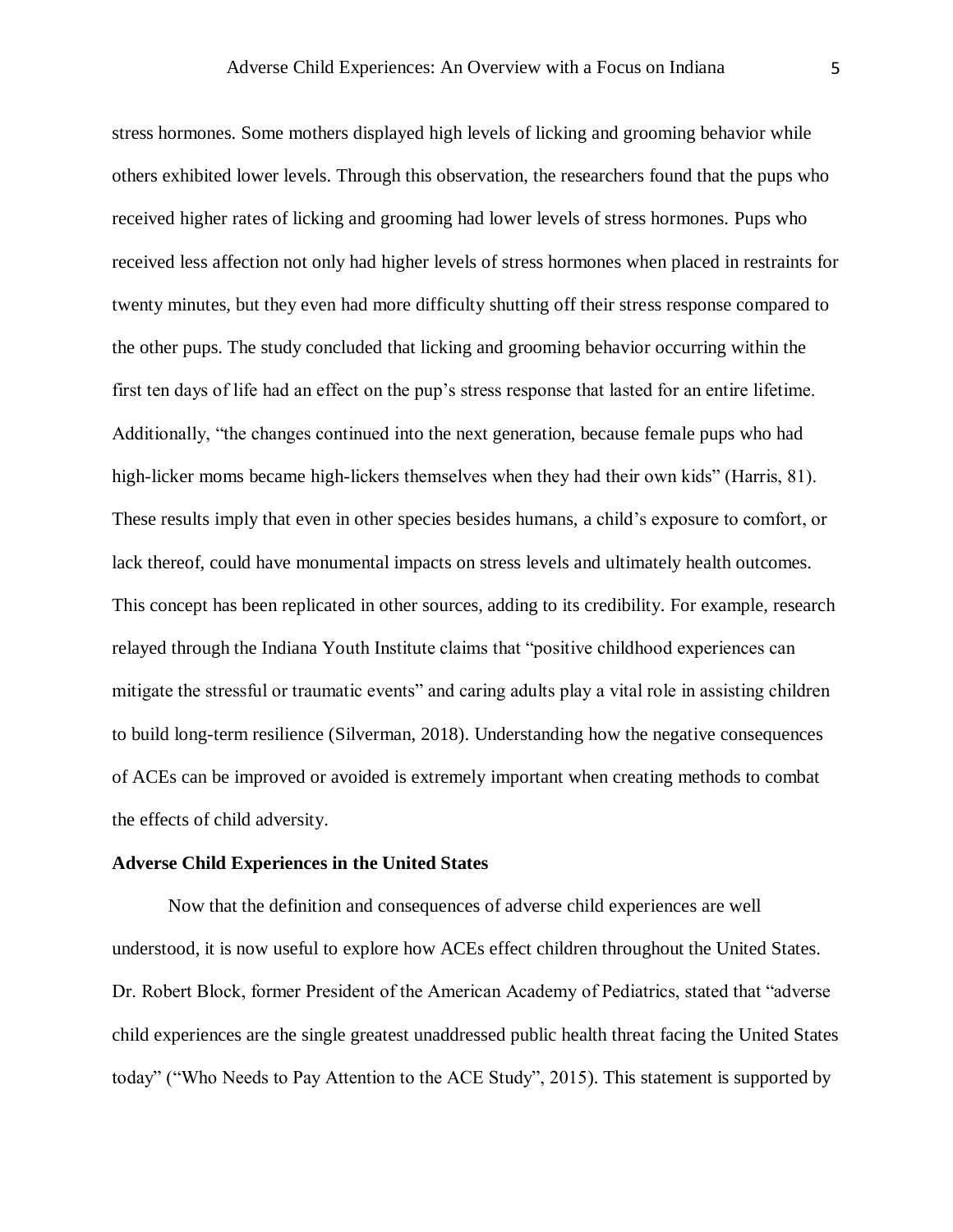stress hormones. Some mothers displayed high levels of licking and grooming behavior while others exhibited lower levels. Through this observation, the researchers found that the pups who received higher rates of licking and grooming had lower levels of stress hormones. Pups who received less affection not only had higher levels of stress hormones when placed in restraints for twenty minutes, but they even had more difficulty shutting off their stress response compared to the other pups. The study concluded that licking and grooming behavior occurring within the first ten days of life had an effect on the pup's stress response that lasted for an entire lifetime. Additionally, "the changes continued into the next generation, because female pups who had high-licker moms became high-lickers themselves when they had their own kids" (Harris, 81). These results imply that even in other species besides humans, a child's exposure to comfort, or lack thereof, could have monumental impacts on stress levels and ultimately health outcomes. This concept has been replicated in other sources, adding to its credibility. For example, research relayed through the Indiana Youth Institute claims that "positive childhood experiences can mitigate the stressful or traumatic events" and caring adults play a vital role in assisting children to build long-term resilience (Silverman, 2018). Understanding how the negative consequences of ACEs can be improved or avoided is extremely important when creating methods to combat the effects of child adversity.

**Adverse Child Experiences in the United States**

Now that the definition and consequences of adverse child experiences are well understood, it is now useful to explore how ACEs effect children throughout the United States. Dr. Robert Block, former President of the American Academy of Pediatrics, stated that "adverse child experiences are the single greatest unaddressed public health threat facing the United States today" ("Who Needs to Pay Attention to the ACE Study", 2015). This statement is supported by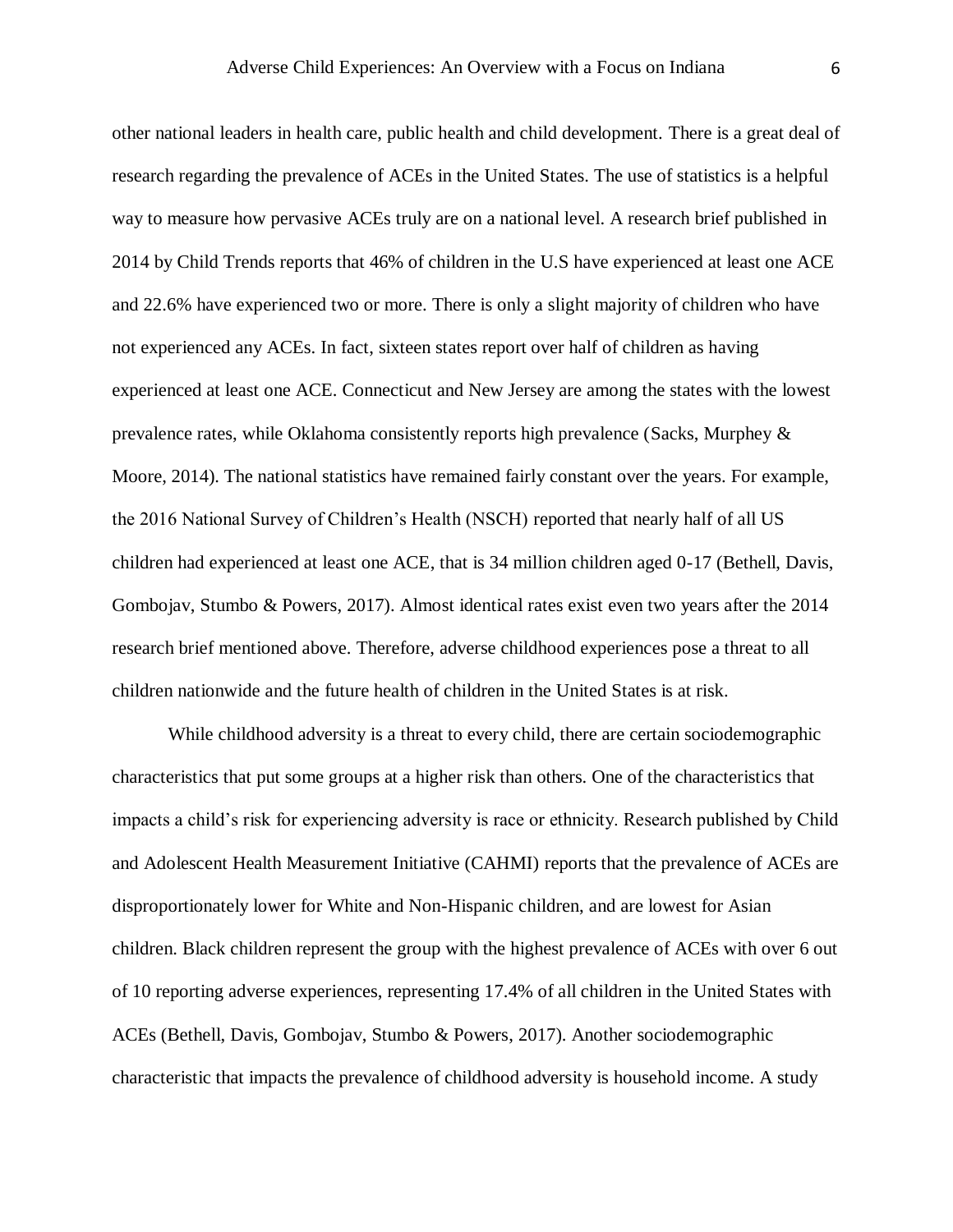other national leaders in health care, public health and child development. There is a great deal of research regarding the prevalence of ACEs in the United States. The use of statistics is a helpful way to measure how pervasive ACEs truly are on a national level. A research brief published in 2014 by Child Trends reports that 46% of children in the U.S have experienced at least one ACE and 22.6% have experienced two or more. There is only a slight majority of children who have not experienced any ACEs. In fact, sixteen states report over half of children as having experienced at least one ACE. Connecticut and New Jersey are among the states with the lowest prevalence rates, while Oklahoma consistently reports high prevalence (Sacks, Murphey & Moore, 2014). The national statistics have remained fairly constant over the years. For example, the 2016 National Survey of Children's Health (NSCH) reported that nearly half of all US children had experienced at least one ACE, that is 34 million children aged 0-17 (Bethell, Davis, Gombojav, Stumbo & Powers, 2017). Almost identical rates exist even two years after the 2014 research brief mentioned above. Therefore, adverse childhood experiences pose a threat to all children nationwide and the future health of children in the United States is at risk.

While childhood adversity is a threat to every child, there are certain sociodemographic characteristics that put some groups at a higher risk than others. One of the characteristics that impacts a child's risk for experiencing adversity is race or ethnicity. Research published by Child and Adolescent Health Measurement Initiative (CAHMI) reports that the prevalence of ACEs are disproportionately lower for White and Non-Hispanic children, and are lowest for Asian children. Black children represent the group with the highest prevalence of ACEs with over 6 out of 10 reporting adverse experiences, representing 17.4% of all children in the United States with ACEs (Bethell, Davis, Gombojav, Stumbo & Powers, 2017). Another sociodemographic characteristic that impacts the prevalence of childhood adversity is household income. A study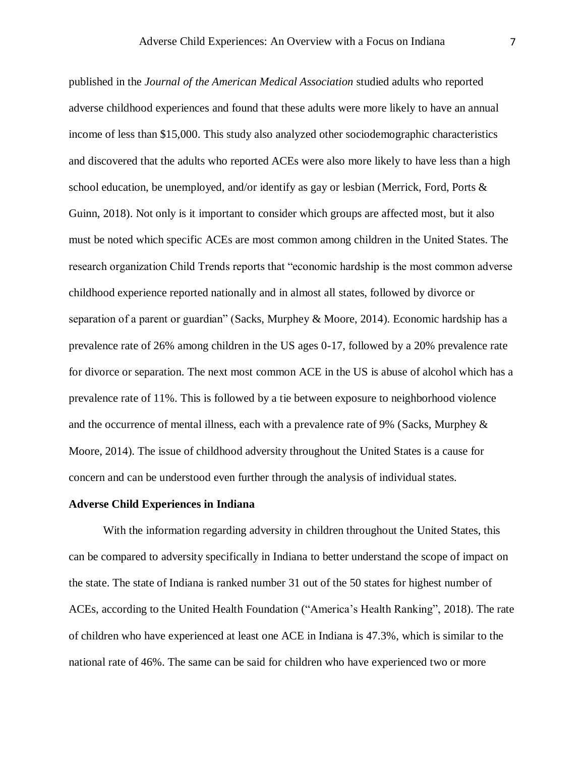published in the *Journal of the American Medical Association* studied adults who reported adverse childhood experiences and found that these adults were more likely to have an annual income of less than $15,000. This study also analyzed other sociodemographic characteristics and discovered that the adults who reported ACEs were also more likely to have less than a high school education, be unemployed, and/or identify as gay or lesbian (Merrick, Ford, Ports & Guinn, 2018). Not only is it important to consider which groups are affected most, but it also must be noted which specific ACEs are most common among children in the United States. The research organization Child Trends reports that "economic hardship is the most common adverse childhood experience reported nationally and in almost all states, followed by divorce or separation of a parent or guardian" (Sacks, Murphey & Moore, 2014). Economic hardship has a prevalence rate of 26% among children in the US ages 0-17, followed by a 20% prevalence rate for divorce or separation. The next most common ACE in the US is abuse of alcohol which has a prevalence rate of 11%. This is followed by a tie between exposure to neighborhood violence and the occurrence of mental illness, each with a prevalence rate of 9% (Sacks, Murphey & Moore, 2014). The issue of childhood adversity throughout the United States is a cause for concern and can be understood even further through the analysis of individual states.

## Adverse Child Experiences in Indiana

With the information regarding adversity in children throughout the United States, this can be compared to adversity specifically in Indiana to better understand the scope of impact on the state. The state of Indiana is ranked number 31 out of the 50 states for highest number of ACEs, according to the United Health Foundation ("America's Health Ranking", 2018). The rate of children who have experienced at least one ACE in Indiana is 47.3%, which is similar to the national rate of 46%. The same can be said for children who have experienced two or more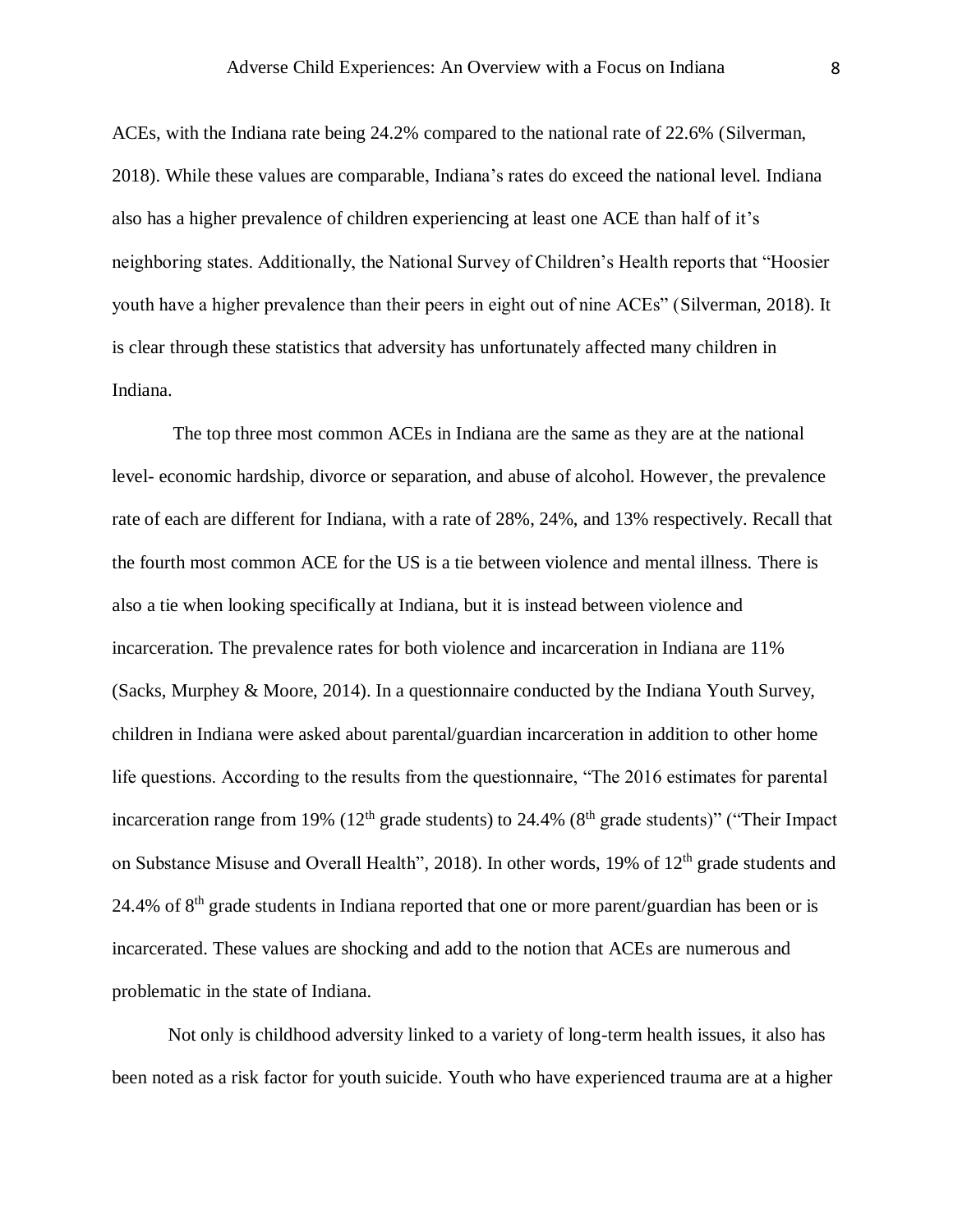ACEs, with the Indiana rate being 24.2% compared to the national rate of 22.6% (Silverman, 2018). While these values are comparable, Indiana's rates do exceed the national level. Indiana also has a higher prevalence of children experiencing at least one ACE than half of it's neighboring states. Additionally, the National Survey of Children's Health reports that "Hoosier youth have a higher prevalence than their peers in eight out of nine ACEs" (Silverman, 2018). It is clear through these statistics that adversity has unfortunately affected many children in Indiana.

The top three most common ACEs in Indiana are the same as they are at the national level- economic hardship, divorce or separation, and abuse of alcohol. However, the prevalence rate of each are different for Indiana, with a rate of 28%, 24%, and 13% respectively. Recall that the fourth most common ACE for the US is a tie between violence and mental illness. There is also a tie when looking specifically at Indiana, but it is instead between violence and incarceration. The prevalence rates for both violence and incarceration in Indiana are 11% (Sacks, Murphey & Moore, 2014). In a questionnaire conducted by the Indiana Youth Survey, children in Indiana were asked about parental/guardian incarceration in addition to other home life questions. According to the results from the questionnaire, "The 2016 estimates for parental incarceration range from 19% (12th grade students) to 24.4% (8th grade students)" ("Their Impact on Substance Misuse and Overall Health", 2018). In other words, 19% of 12th grade students and 24.4% of 8th grade students in Indiana reported that one or more parent/guardian has been or is incarcerated. These values are shocking and add to the notion that ACEs are numerous and problematic in the state of Indiana.

Not only is childhood adversity linked to a variety of long-term health issues, it also has been noted as a risk factor for youth suicide. Youth who have experienced trauma are at a higher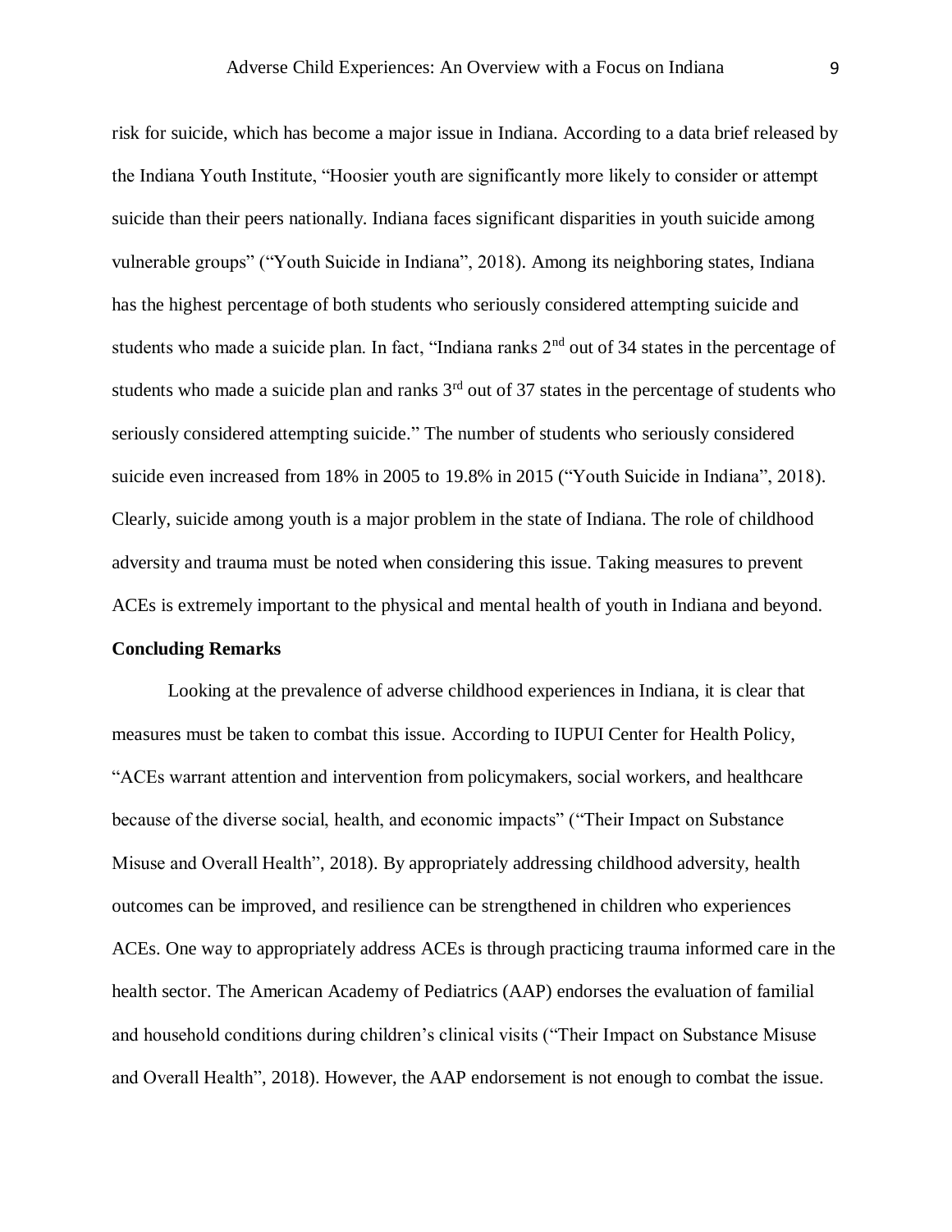risk for suicide, which has become a major issue in Indiana. According to a data brief released by the Indiana Youth Institute, "Hoosier youth are significantly more likely to consider or attempt suicide than their peers nationally. Indiana faces significant disparities in youth suicide among vulnerable groups" ("Youth Suicide in Indiana", 2018). Among its neighboring states, Indiana has the highest percentage of both students who seriously considered attempting suicide and students who made a suicide plan. In fact, "Indiana ranks 2nd out of 34 states in the percentage of students who made a suicide plan and ranks 3rd out of 37 states in the percentage of students who seriously considered attempting suicide." The number of students who seriously considered suicide even increased from 18% in 2005 to 19.8% in 2015 ("Youth Suicide in Indiana", 2018). Clearly, suicide among youth is a major problem in the state of Indiana. The role of childhood adversity and trauma must be noted when considering this issue. Taking measures to prevent ACEs is extremely important to the physical and mental health of youth in Indiana and beyond.

**Concluding Remarks**

Looking at the prevalence of adverse childhood experiences in Indiana, it is clear that measures must be taken to combat this issue. According to IUPUI Center for Health Policy, "ACEs warrant attention and intervention from policymakers, social workers, and healthcare because of the diverse social, health, and economic impacts" ("Their Impact on Substance Misuse and Overall Health", 2018). By appropriately addressing childhood adversity, health outcomes can be improved, and resilience can be strengthened in children who experiences ACEs. One way to appropriately address ACEs is through practicing trauma informed care in the health sector. The American Academy of Pediatrics (AAP) endorses the evaluation of familial and household conditions during children's clinical visits ("Their Impact on Substance Misuse and Overall Health", 2018). However, the AAP endorsement is not enough to combat the issue.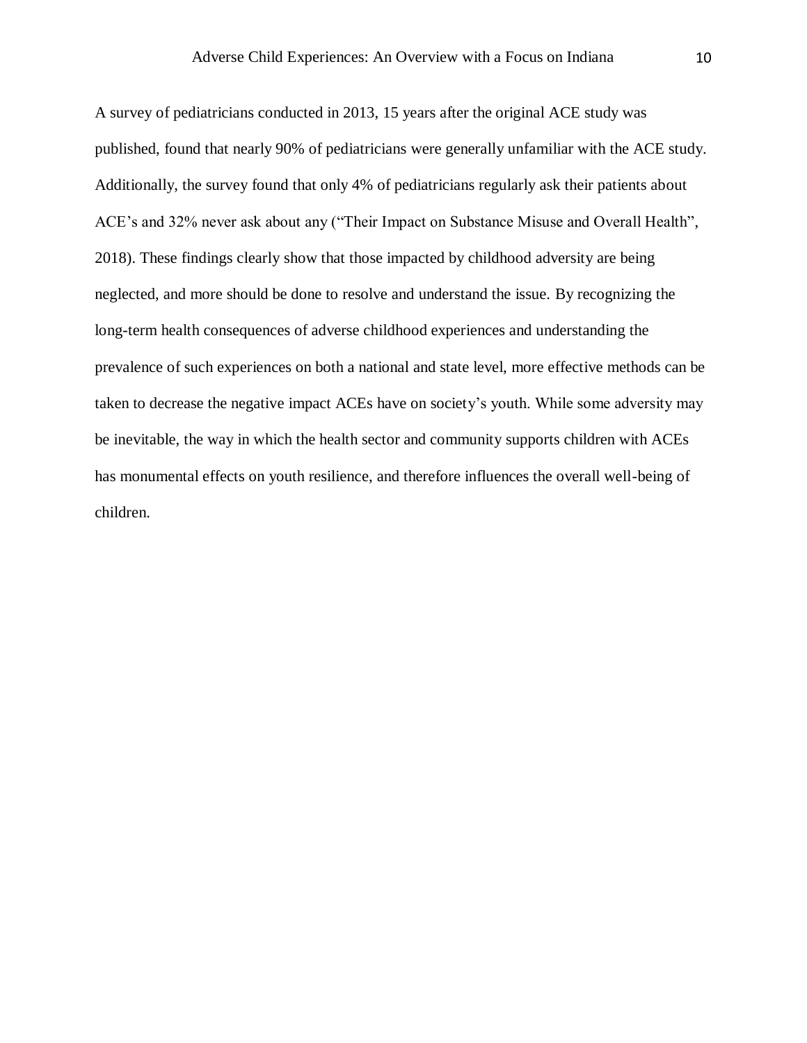A survey of pediatricians conducted in 2013, 15 years after the original ACE study was published, found that nearly 90% of pediatricians were generally unfamiliar with the ACE study. Additionally, the survey found that only 4% of pediatricians regularly ask their patients about ACE's and 32% never ask about any ("Their Impact on Substance Misuse and Overall Health", 2018). These findings clearly show that those impacted by childhood adversity are being neglected, and more should be done to resolve and understand the issue. By recognizing the long-term health consequences of adverse childhood experiences and understanding the prevalence of such experiences on both a national and state level, more effective methods can be taken to decrease the negative impact ACEs have on society's youth. While some adversity may be inevitable, the way in which the health sector and community supports children with ACEs has monumental effects on youth resilience, and therefore influences the overall well-being of children.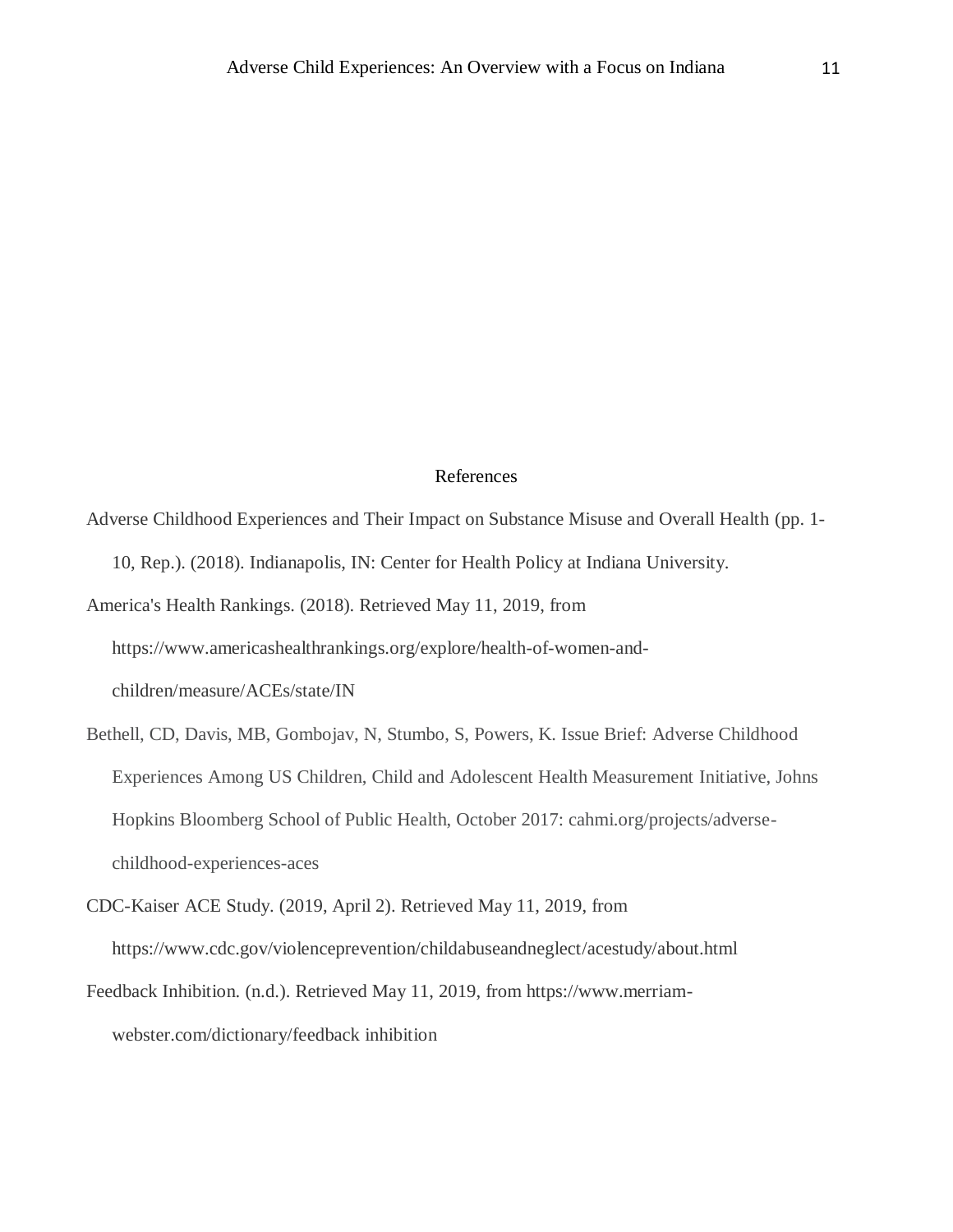# References

Adverse Childhood Experiences and Their Impact on Substance Misuse and Overall Health (pp. 1-10, Rep.). (2018). Indianapolis, IN: Center for Health Policy at Indiana University.

America's Health Rankings. (2018). Retrieved May 11, 2019, from https://www.americashealthrankings.org/explore/health-of-women-and-children/measure/ACEs/state/IN

Bethell, CD, Davis, MB, Gombojav, N, Stumbo, S, Powers, K. Issue Brief: Adverse Childhood Experiences Among US Children, Child and Adolescent Health Measurement Initiative, Johns Hopkins Bloomberg School of Public Health, October 2017: cahmi.org/projects/adverse-childhood-experiences-aces

CDC-Kaiser ACE Study. (2019, April 2). Retrieved May 11, 2019, from https://www.cdc.gov/violenceprevention/childabuseandneglect/acestudy/about.html

Feedback Inhibition. (n.d.). Retrieved May 11, 2019, from https://www.merriam-webster.com/dictionary/feedback inhibition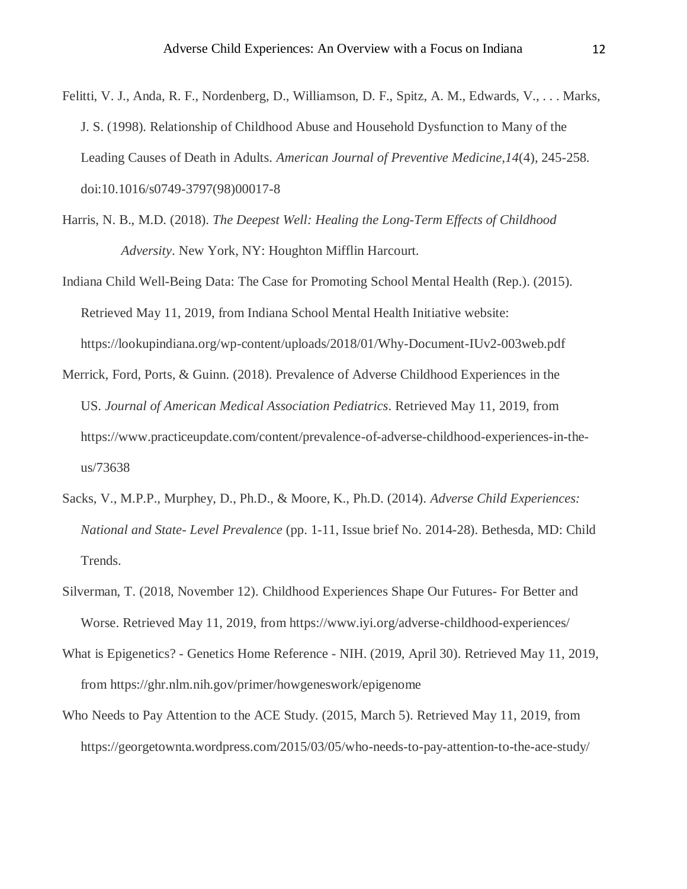Felitti, V. J., Anda, R. F., Nordenberg, D., Williamson, D. F., Spitz, A. M., Edwards, V., . . . Marks, J. S. (1998). Relationship of Childhood Abuse and Household Dysfunction to Many of the Leading Causes of Death in Adults. *American Journal of Preventive Medicine,14*(4), 245-258. doi:10.1016/s0749-3797(98)00017-8

Harris, N. B., M.D. (2018). *The Deepest Well: Healing the Long-Term Effects of Childhood Adversity*. New York, NY: Houghton Mifflin Harcourt.

Indiana Child Well-Being Data: The Case for Promoting School Mental Health (Rep.). (2015). Retrieved May 11, 2019, from Indiana School Mental Health Initiative website: https://lookupindiana.org/wp-content/uploads/2018/01/Why-Document-IUv2-003web.pdf

Merrick, Ford, Ports, & Guinn. (2018). Prevalence of Adverse Childhood Experiences in the US. *Journal of American Medical Association Pediatrics*. Retrieved May 11, 2019, from https://www.practiceupdate.com/content/prevalence-of-adverse-childhood-experiences-in-the-us/73638

Sacks, V., M.P.P., Murphey, D., Ph.D., & Moore, K., Ph.D. (2014). *Adverse Child Experiences: National and State- Level Prevalence* (pp. 1-11, Issue brief No. 2014-28). Bethesda, MD: Child Trends.

Silverman, T. (2018, November 12). Childhood Experiences Shape Our Futures- For Better and Worse. Retrieved May 11, 2019, from https://www.iyi.org/adverse-childhood-experiences/

What is Epigenetics? - Genetics Home Reference - NIH. (2019, April 30). Retrieved May 11, 2019, from https://ghr.nlm.nih.gov/primer/howgeneswork/epigenome

Who Needs to Pay Attention to the ACE Study. (2015, March 5). Retrieved May 11, 2019, from https://georgetownta.wordpress.com/2015/03/05/who-needs-to-pay-attention-to-the-ace-study/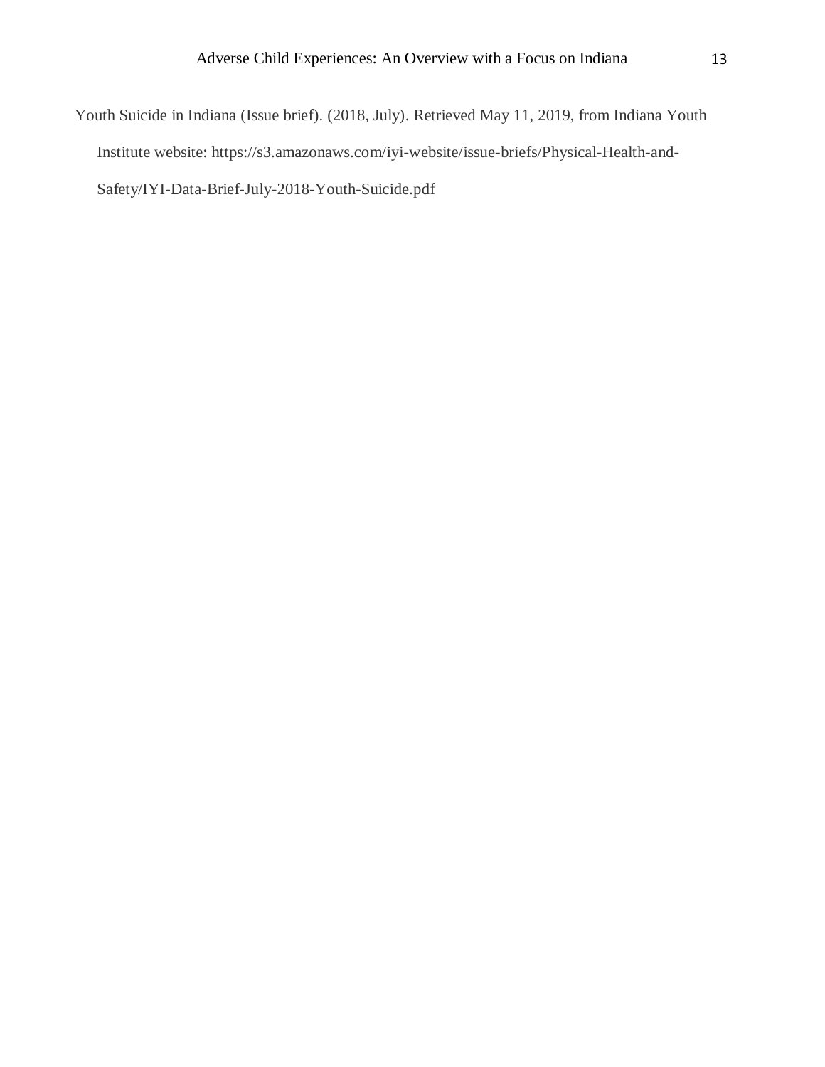Youth Suicide in Indiana (Issue brief). (2018, July). Retrieved May 11, 2019, from Indiana Youth Institute website: https://s3.amazonaws.com/iyi-website/issue-briefs/Physical-Health-and-Safety/IYI-Data-Brief-July-2018-Youth-Suicide.pdf